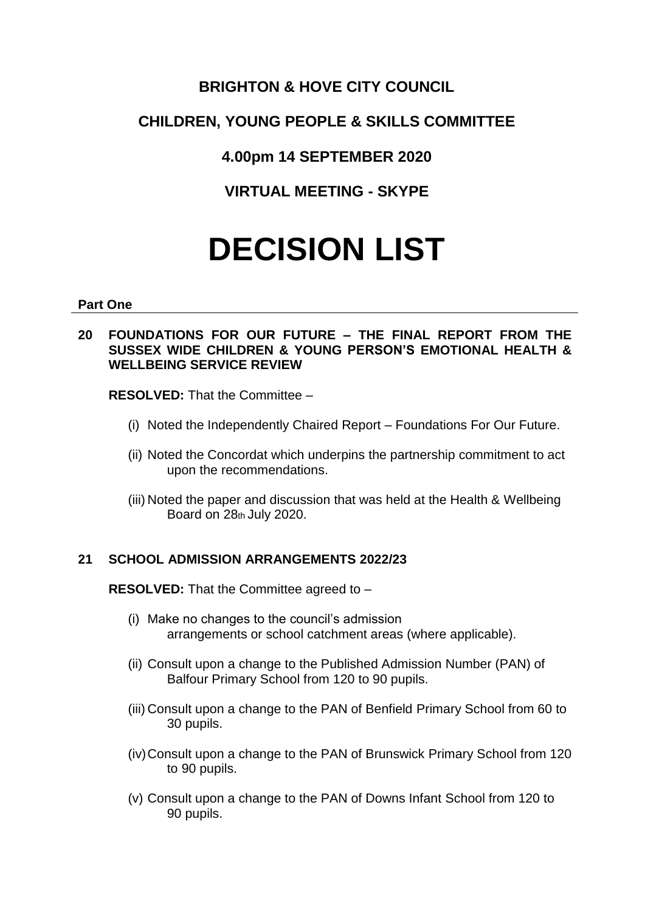# BRIGHTON & HOVE CITY COUNCIL

## CHILDREN, YOUNG PEOPLE & SKILLS COMMITTEE

## 4.00pm 14 SEPTEMBER 2020

## VIRTUAL MEETING - SKYPE

# DECISION LIST

**Part One**

**20 FOUNDATIONS FOR OUR FUTURE – THE FINAL REPORT FROM THE SUSSEX WIDE CHILDREN & YOUNG PERSON'S EMOTIONAL HEALTH & WELLBEING SERVICE REVIEW**

**RESOLVED:** That the Committee –

(i) Noted the Independently Chaired Report – Foundations For Our Future.

(ii) Noted the Concordat which underpins the partnership commitment to act upon the recommendations.

(iii) Noted the paper and discussion that was held at the Health & Wellbeing Board on 28th July 2020.

**21 SCHOOL ADMISSION ARRANGEMENTS 2022/23**

**RESOLVED:** That the Committee agreed to –

(i) Make no changes to the council's admission arrangements or school catchment areas (where applicable).

(ii) Consult upon a change to the Published Admission Number (PAN) of Balfour Primary School from 120 to 90 pupils.

(iii) Consult upon a change to the PAN of Benfield Primary School from 60 to 30 pupils.

(iv) Consult upon a change to the PAN of Brunswick Primary School from 120 to 90 pupils.

(v) Consult upon a change to the PAN of Downs Infant School from 120 to 90 pupils.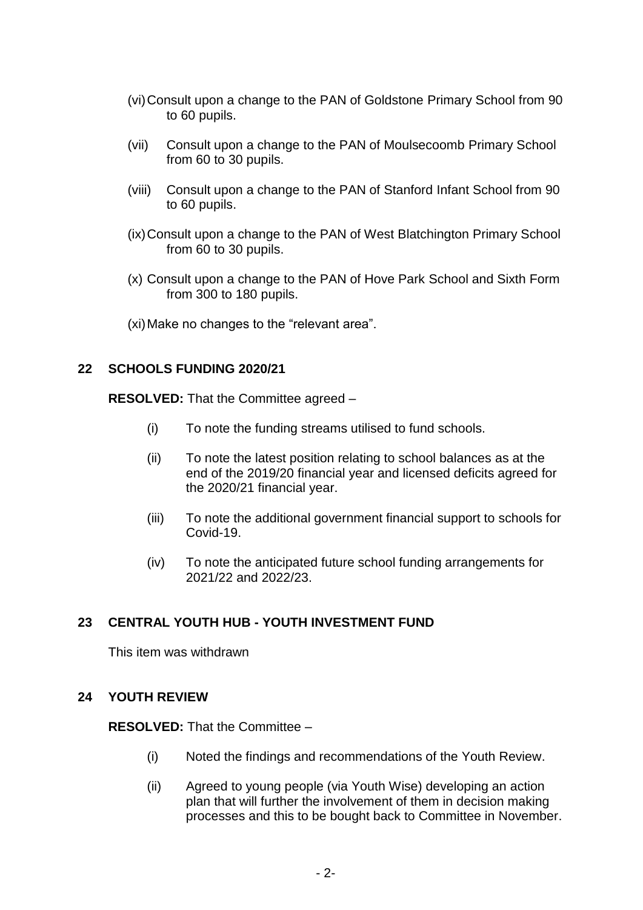(vi) Consult upon a change to the PAN of Goldstone Primary School from 90 to 60 pupils.

(vii) Consult upon a change to the PAN of Moulsecoomb Primary School from 60 to 30 pupils.

(viii) Consult upon a change to the PAN of Stanford Infant School from 90 to 60 pupils.

(ix) Consult upon a change to the PAN of West Blatchington Primary School from 60 to 30 pupils.

(x) Consult upon a change to the PAN of Hove Park School and Sixth Form from 300 to 180 pupils.

(xi) Make no changes to the "relevant area".

## 22 SCHOOLS FUNDING 2020/21

**RESOLVED:** That the Committee agreed –

(i) To note the funding streams utilised to fund schools.

(ii) To note the latest position relating to school balances as at the end of the 2019/20 financial year and licensed deficits agreed for the 2020/21 financial year.

(iii) To note the additional government financial support to schools for Covid-19.

(iv) To note the anticipated future school funding arrangements for 2021/22 and 2022/23.

## 23 CENTRAL YOUTH HUB - YOUTH INVESTMENT FUND

This item was withdrawn

## 24 YOUTH REVIEW

**RESOLVED:** That the Committee –

(i) Noted the findings and recommendations of the Youth Review.

(ii) Agreed to young people (via Youth Wise) developing an action plan that will further the involvement of them in decision making processes and this to be bought back to Committee in November.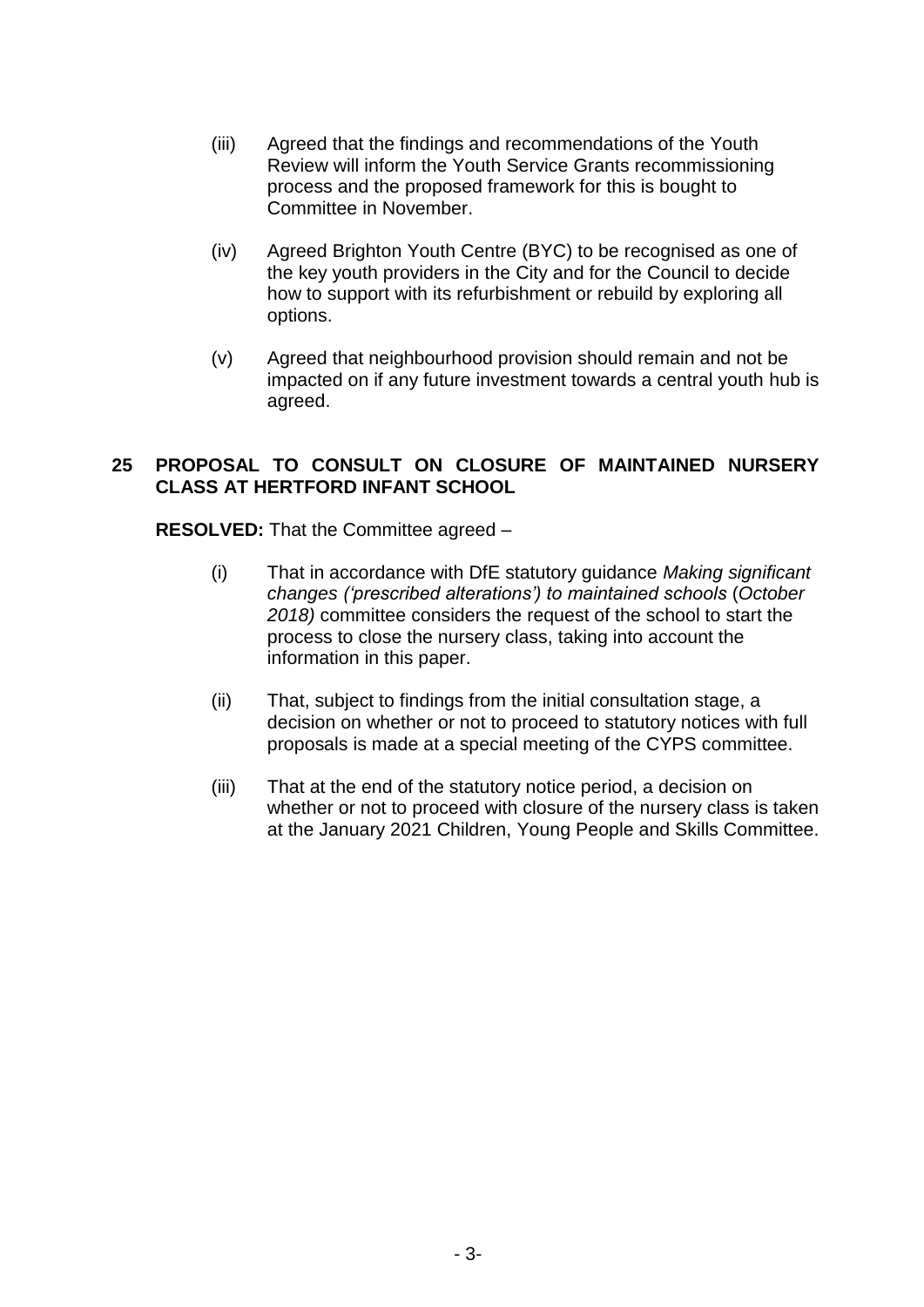(iii) Agreed that the findings and recommendations of the Youth Review will inform the Youth Service Grants recommissioning process and the proposed framework for this is bought to Committee in November.

(iv) Agreed Brighton Youth Centre (BYC) to be recognised as one of the key youth providers in the City and for the Council to decide how to support with its refurbishment or rebuild by exploring all options.

(v) Agreed that neighbourhood provision should remain and not be impacted on if any future investment towards a central youth hub is agreed.

**25 PROPOSAL TO CONSULT ON CLOSURE OF MAINTAINED NURSERY CLASS AT HERTFORD INFANT SCHOOL**

**RESOLVED:** That the Committee agreed –

(i) That in accordance with DfE statutory guidance *Making significant changes ('prescribed alterations') to maintained schools* (*October 2018)* committee considers the request of the school to start the process to close the nursery class, taking into account the information in this paper.

(ii) That, subject to findings from the initial consultation stage, a decision on whether or not to proceed to statutory notices with full proposals is made at a special meeting of the CYPS committee.

(iii) That at the end of the statutory notice period, a decision on whether or not to proceed with closure of the nursery class is taken at the January 2021 Children, Young People and Skills Committee.